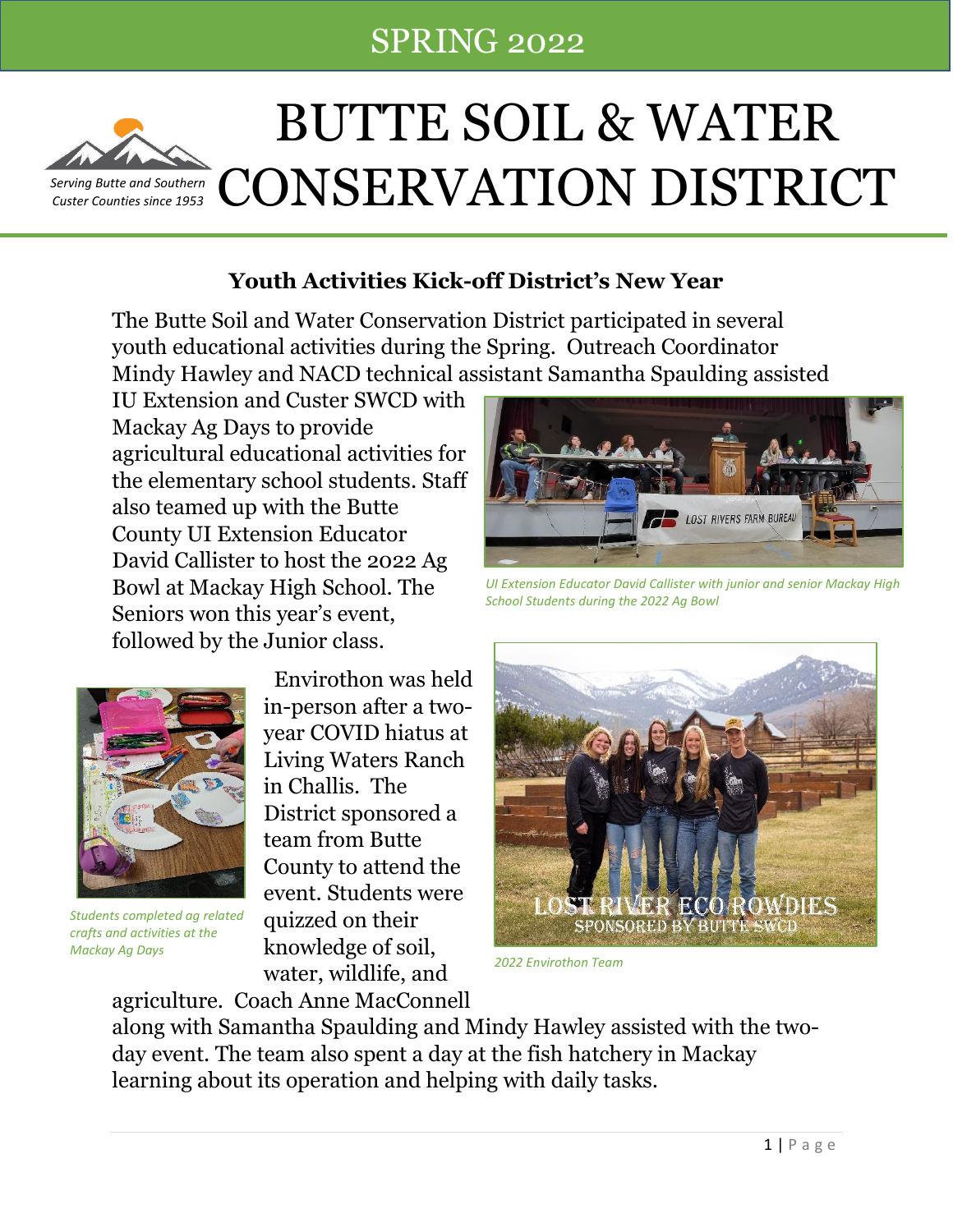SPRING 2022

# BUTTE SOIL & WATER CONSERVATION DISTRICT

*Serving Butte and Southern Custer Counties since 1953*

## Youth Activities Kick-off District's New Year

The Butte Soil and Water Conservation District participated in several youth educational activities during the Spring. Outreach Coordinator Mindy Hawley and NACD technical assistant Samantha Spaulding assisted IU Extension and Custer SWCD with Mackay Ag Days to provide agricultural educational activities for the elementary school students. Staff also teamed up with the Butte County UI Extension Educator David Callister to host the 2022 Ag Bowl at Mackay High School. The Seniors won this year's event, followed by the Junior class.

*UI Extension Educator David Callister with junior and senior Mackay High School Students during the 2022 Ag Bowl*

Envirothon was held in-person after a two-year COVID hiatus at Living Waters Ranch in Challis. The District sponsored a team from Butte County to attend the event. Students were quizzed on their knowledge of soil, water, wildlife, and agriculture. Coach Anne MacConnell along with Samantha Spaulding and Mindy Hawley assisted with the two-day event. The team also spent a day at the fish hatchery in Mackay learning about its operation and helping with daily tasks.

*Students completed ag related crafts and activities at the Mackay Ag Days*

*2022 Envirothon Team*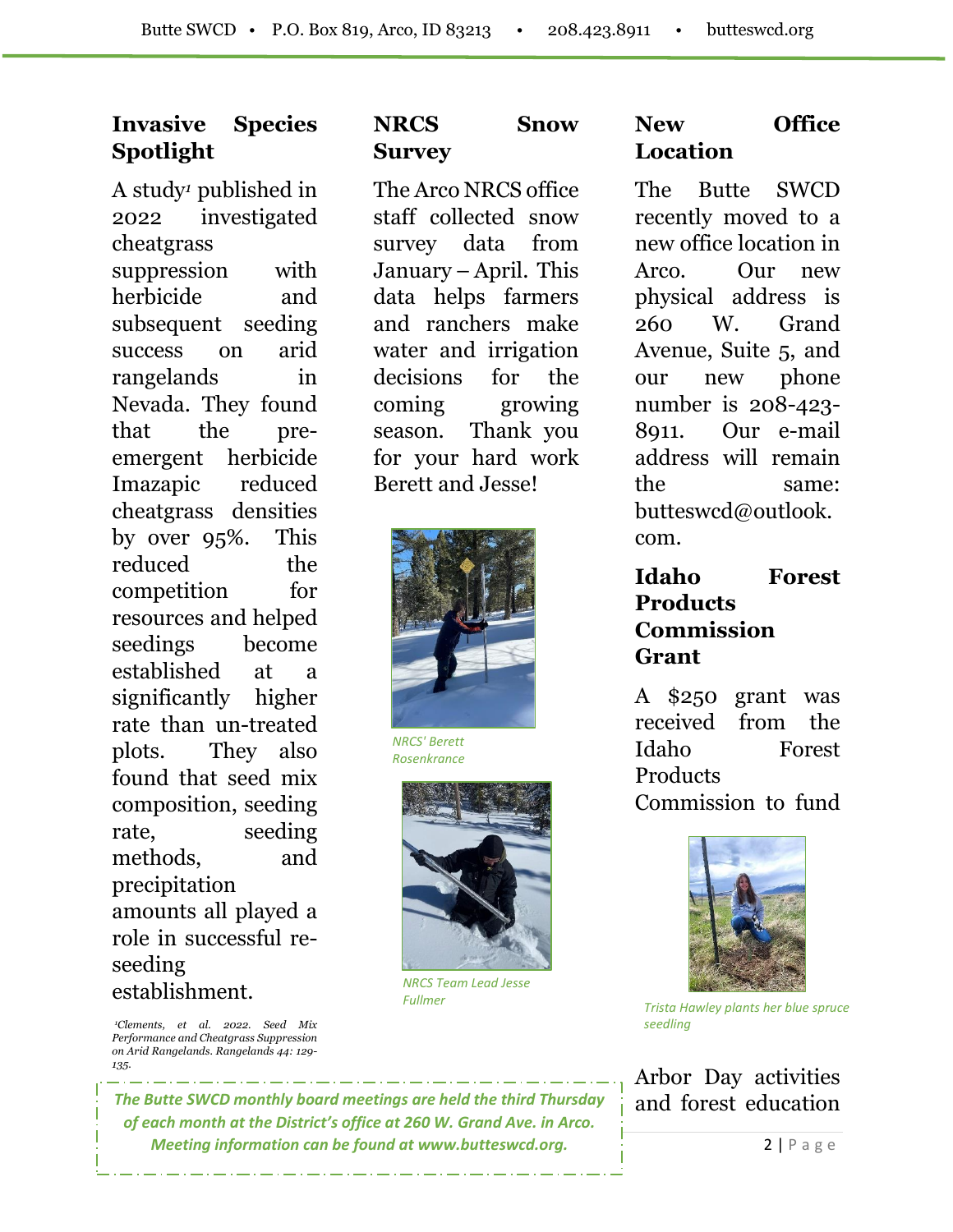## Invasive Species Spotlight

A study[1] published in 2022 investigated cheatgrass suppression with herbicide and subsequent seeding success on arid rangelands in Nevada. They found that the pre-emergent herbicide Imazapic reduced cheatgrass densities by over 95%. This reduced the competition for resources and helped seedings become established at a significantly higher rate than un-treated plots. They also found that seed mix composition, seeding rate, seeding methods, and precipitation amounts all played a role in successful re-seeding establishment.

*[1]Clements, et al. 2022. Seed Mix Performance and Cheatgrass Suppression on Arid Rangelands. Rangelands 44: 129-135.*

## NRCS Snow Survey

The Arco NRCS office staff collected snow survey data from January – April. This data helps farmers and ranchers make water and irrigation decisions for the coming growing season. Thank you for your hard work Berett and Jesse!

*NRCS' Berett Rosenkrance*

*NRCS Team Lead Jesse Fullmer*

## New Office Location

The Butte SWCD recently moved to a new office location in Arco. Our new physical address is 260 W. Grand Avenue, Suite 5, and our new phone number is 208-423-8911. Our e-mail address will remain the same: butteswcd@outlook.com.

## Idaho Forest Products Commission Grant

A $250 grant was received from the Idaho Forest Products Commission to fund Arbor Day activities and forest education

*Trista Hawley plants her blue spruce seedling*

***The Butte SWCD monthly board meetings are held the third Thursday of each month at the District's office at 260 W. Grand Ave. in Arco. Meeting information can be found at www.butteswcd.org.***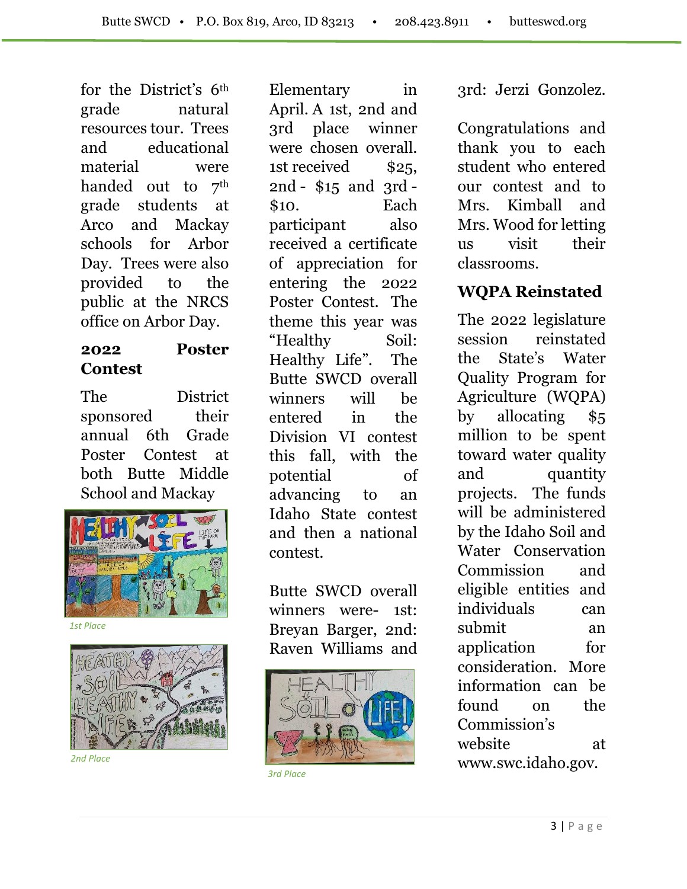for the District's 6th grade natural resources tour. Trees and educational material were handed out to 7th grade students at Arco and Mackay schools for Arbor Day. Trees were also provided to the public at the NRCS office on Arbor Day.

## 2022 Poster Contest

The District sponsored their annual 6th Grade Poster Contest at both Butte Middle School and Mackay Elementary in April. A 1st, 2nd and 3rd place winner were chosen overall. 1st received $25, 2nd - $15 and 3rd - $10. Each participant also received a certificate of appreciation for entering the 2022 Poster Contest. The theme this year was "Healthy Soil: Healthy Life". The Butte SWCD overall winners will be entered in the Division VI contest this fall, with the potential of advancing to an Idaho State contest and then a national contest.

*1st Place*

*2nd Place*

Butte SWCD overall winners were- 1st: Breyan Barger, 2nd: Raven Williams and 3rd: Jerzi Gonzolez.

*3rd Place*

Congratulations and thank you to each student who entered our contest and to Mrs. Kimball and Mrs. Wood for letting us visit their classrooms.

## WQPA Reinstated

The 2022 legislature session reinstated the State's Water Quality Program for Agriculture (WQPA) by allocating $5 million to be spent toward water quality and quantity projects. The funds will be administered by the Idaho Soil and Water Conservation Commission and eligible entities and individuals can submit an application for consideration. More information can be found on the Commission's website at www.swc.idaho.gov.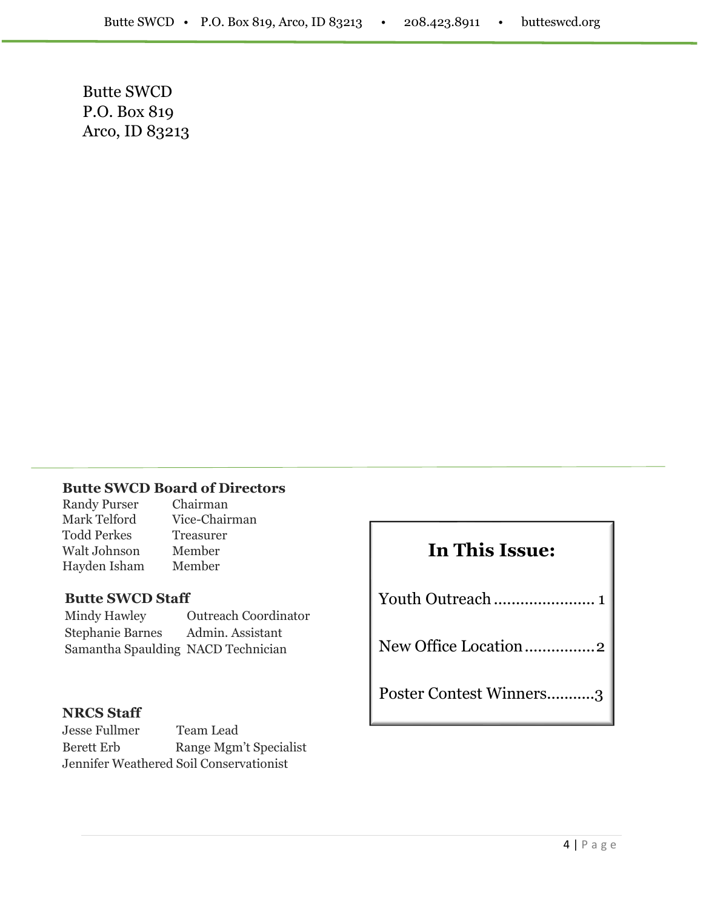Butte SWCD
P.O. Box 819
Arco, ID 83213

### Butte SWCD Board of Directors

| | |
|---|---|
| Randy Purser | Chairman |
| Mark Telford | Vice-Chairman |
| Todd Perkes | Treasurer |
| Walt Johnson | Member |
| Hayden Isham | Member |

### Butte SWCD Staff

| | |
|---|---|
| Mindy Hawley | Outreach Coordinator |
| Stephanie Barnes | Admin. Assistant |
| Samantha Spaulding | NACD Technician |

### NRCS Staff

| | |
|---|---|
| Jesse Fullmer | Team Lead |
| Berett Erb | Range Mgm't Specialist |
| Jennifer Weathered | Soil Conservationist |

## In This Issue:

Youth Outreach ....................... 1

New Office Location ................ 2

Poster Contest Winners........... 3